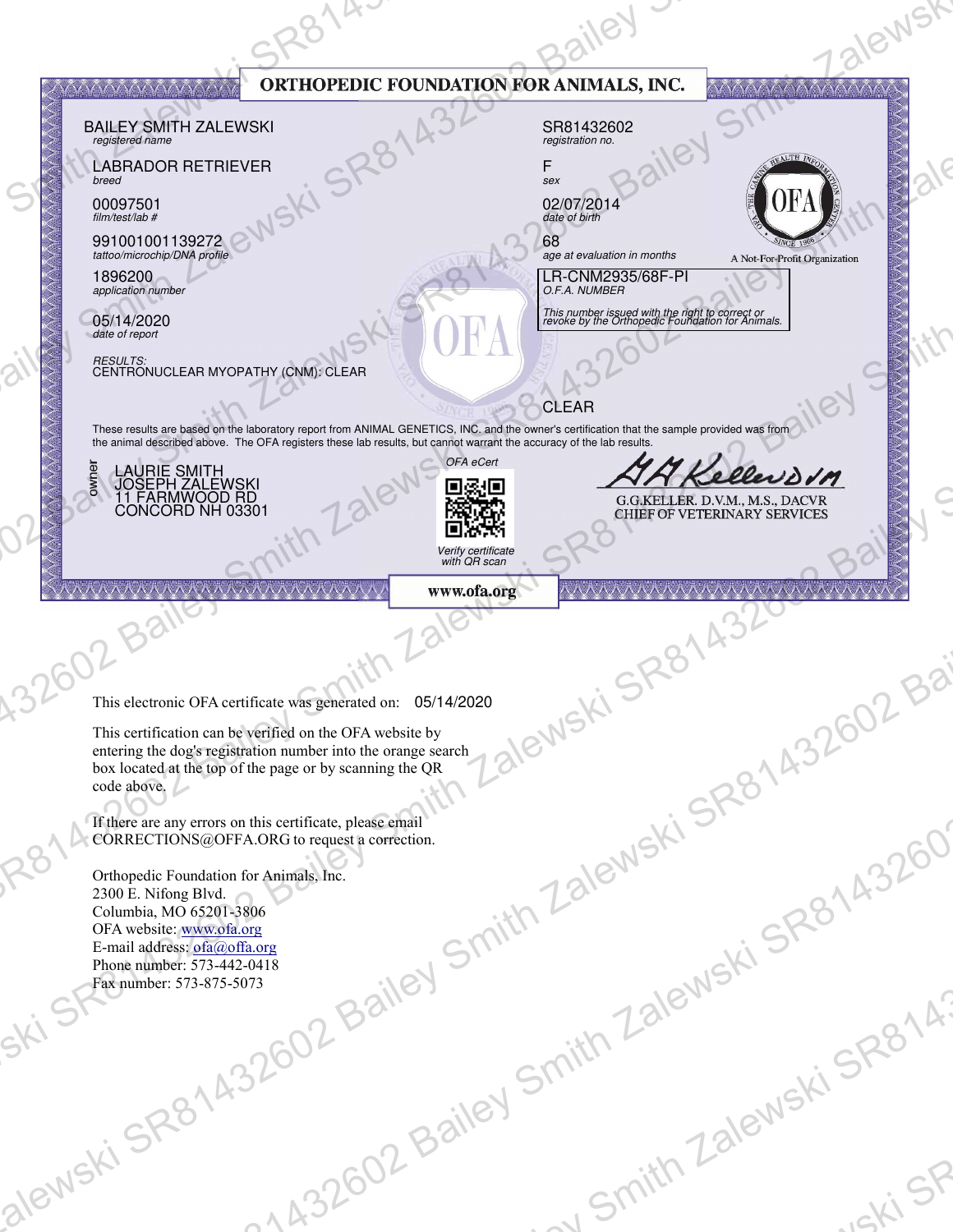# ORTHOPEDIC FOUNDATION FOR ANIMALS, INC.

BAILEY SMITH ZALEWSKI
*registered name*

SR81432602
*registration no.*

LABRADOR RETRIEVER
*breed*

F
*sex*

00097501
*film/test/lab #*

02/07/2014
*date of birth*

991001001139272
*tattoo/microchip/DNA profile*

68
*age at evaluation in months*

A Not-For-Profit Organization

1896200
*application number*

LR-CNM2935/68F-PI
*O.F.A. NUMBER*

*This number issued with the right to correct or revoke by the Orthopedic Foundation for Animals.*

05/14/2020
*date of report*

*RESULTS:*
CENTRONUCLEAR MYOPATHY (CNM): CLEAR

CLEAR

These results are based on the laboratory report from ANIMAL GENETICS, INC. and the owner's certification that the sample provided was from the animal described above. The OFA registers these lab results, but cannot warrant the accuracy of the lab results.

*owner*
LAURIE SMITH
JOSEPH ZALEWSKI
11 FARMWOOD RD
CONCORD NH 03301

*OFA eCert*

*Verify certificate with QR scan*

G.G.KELLER. D.V.M., M.S., DACVR
CHIEF OF VETERINARY SERVICES

www.ofa.org

This electronic OFA certificate was generated on: 05/14/2020

This certification can be verified on the OFA website by entering the dog's registration number into the orange search box located at the top of the page or by scanning the QR code above.

If there are any errors on this certificate, please email CORRECTIONS@OFFA.ORG to request a correction.

Orthopedic Foundation for Animals, Inc.
2300 E. Nifong Blvd.
Columbia, MO 65201-3806
OFA website: www.ofa.org
E-mail address: ofa@offa.org
Phone number: 573-442-0418
Fax number: 573-875-5073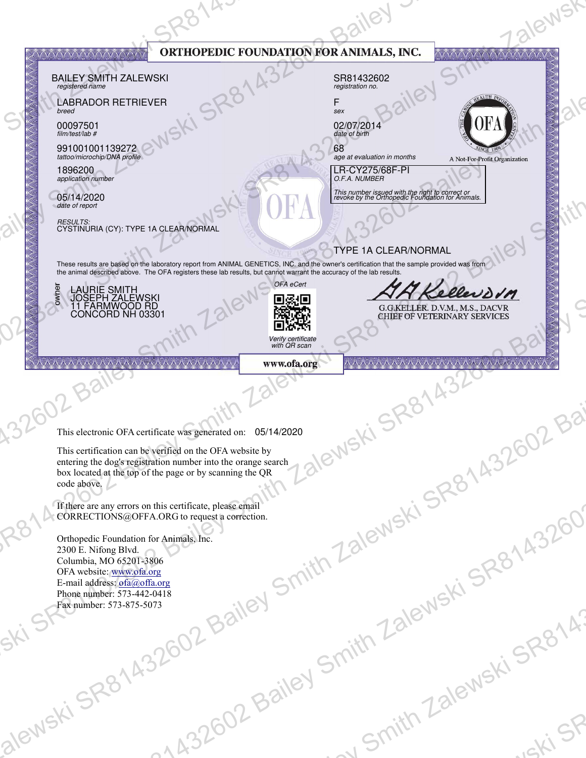# ORTHOPEDIC FOUNDATION FOR ANIMALS, INC.

BAILEY SMITH ZALEWSKI
*registered name*

SR81432602
*registration no.*

LABRADOR RETRIEVER
*breed*

F
*sex*

00097501
*film/test/lab #*

02/07/2014
*date of birth*

991001001139272
*tattoo/microchip/DNA profile*

68
*age at evaluation in months*

A Not-For-Profit Organization

1896200
*application number*

LR-CY275/68F-PI
*O.F.A. NUMBER*

*This number issued with the right to correct or revoke by the Orthopedic Foundation for Animals.*

05/14/2020
*date of report*

*RESULTS:*
CYSTINURIA (CY): TYPE 1A CLEAR/NORMAL

TYPE 1A CLEAR/NORMAL

These results are based on the laboratory report from ANIMAL GENETICS, INC. and the owner's certification that the sample provided was from the animal described above. The OFA registers these lab results, but cannot warrant the accuracy of the lab results.

*owner*
LAURIE SMITH
JOSEPH ZALEWSKI
11 FARMWOOD RD
CONCORD NH 03301

*OFA eCert*

*Verify certificate with QR scan*

G.G.KELLER. D.V.M., M.S., DACVR
CHIEF OF VETERINARY SERVICES

www.ofa.org

This electronic OFA certificate was generated on: 05/14/2020

This certification can be verified on the OFA website by entering the dog's registration number into the orange search box located at the top of the page or by scanning the QR code above.

If there are any errors on this certificate, please email CORRECTIONS@OFFA.ORG to request a correction.

Orthopedic Foundation for Animals, Inc.
2300 E. Nifong Blvd.
Columbia, MO 65201-3806
OFA website: www.ofa.org
E-mail address: ofa@offa.org
Phone number: 573-442-0418
Fax number: 573-875-5073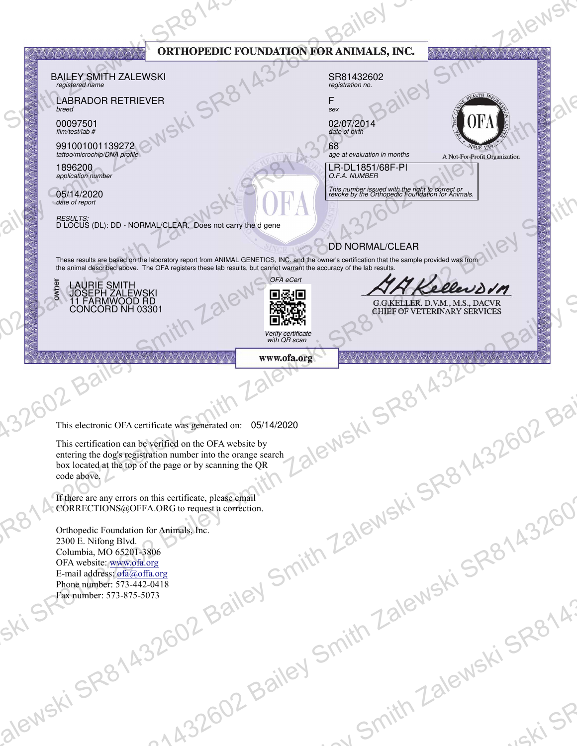# ORTHOPEDIC FOUNDATION FOR ANIMALS, INC.

BAILEY SMITH ZALEWSKI
*registered name*

SR81432602
*registration no.*

LABRADOR RETRIEVER
*breed*

F
*sex*

00097501
*film/test/lab #*

02/07/2014
*date of birth*

991001001139272
*tattoo/microchip/DNA profile*

68
*age at evaluation in months*

A Not-For-Profit Organization

1896200
*application number*

LR-DL1851/68F-PI
*O.F.A. NUMBER*

*This number issued with the right to correct or revoke by the Orthopedic Foundation for Animals.*

05/14/2020
*date of report*

*RESULTS:*
D LOCUS (DL): DD - NORMAL/CLEAR. Does not carry the d gene

DD NORMAL/CLEAR

These results are based on the laboratory report from ANIMAL GENETICS, INC. and the owner's certification that the sample provided was from the animal described above. The OFA registers these lab results, but cannot warrant the accuracy of the lab results.

*owner*
LAURIE SMITH
JOSEPH ZALEWSKI
11 FARMWOOD RD
CONCORD NH 03301

*OFA eCert*

*Verify certificate with QR scan*

G.G.KELLER. D.V.M., M.S., DACVR
CHIEF OF VETERINARY SERVICES

www.ofa.org

This electronic OFA certificate was generated on: 05/14/2020

This certification can be verified on the OFA website by entering the dog's registration number into the orange search box located at the top of the page or by scanning the QR code above.

If there are any errors on this certificate, please email CORRECTIONS@OFFA.ORG to request a correction.

Orthopedic Foundation for Animals, Inc.
2300 E. Nifong Blvd.
Columbia, MO 65201-3806
OFA website: www.ofa.org
E-mail address: ofa@offa.org
Phone number: 573-442-0418
Fax number: 573-875-5073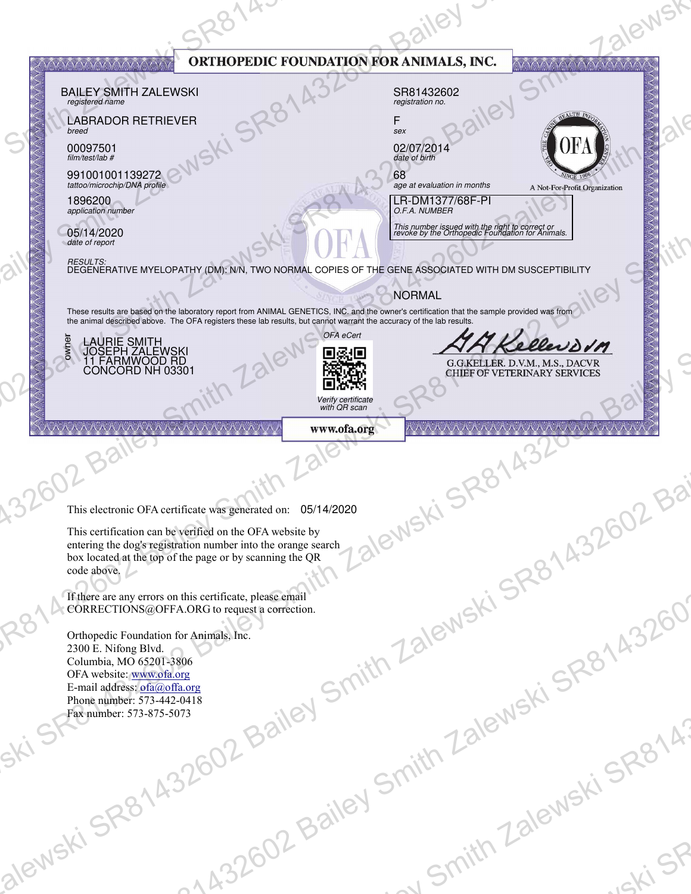# ORTHOPEDIC FOUNDATION FOR ANIMALS, INC.

BAILEY SMITH ZALEWSKI
*registered name*

SR81432602
*registration no.*

LABRADOR RETRIEVER
*breed*

F
*sex*

00097501
*film/test/lab #*

02/07/2014
*date of birth*

991001001139272
*tattoo/microchip/DNA profile*

68
*age at evaluation in months*

A Not-For-Profit Organization

1896200
*application number*

LR-DM1377/68F-PI
*O.F.A. NUMBER*

*This number issued with the right to correct or revoke by the Orthopedic Foundation for Animals.*

05/14/2020
*date of report*

*RESULTS:*
DEGENERATIVE MYELOPATHY (DM): N/N, TWO NORMAL COPIES OF THE GENE ASSOCIATED WITH DM SUSCEPTIBILITY

NORMAL

These results are based on the laboratory report from ANIMAL GENETICS, INC. and the owner's certification that the sample provided was from the animal described above. The OFA registers these lab results, but cannot warrant the accuracy of the lab results.

*owner*
LAURIE SMITH
JOSEPH ZALEWSKI
11 FARMWOOD RD
CONCORD NH 03301

*OFA eCert*

*Verify certificate with QR scan*

G.G.KELLER. D.V.M., M.S., DACVR
CHIEF OF VETERINARY SERVICES

www.ofa.org

This electronic OFA certificate was generated on: 05/14/2020

This certification can be verified on the OFA website by entering the dog's registration number into the orange search box located at the top of the page or by scanning the QR code above.

If there are any errors on this certificate, please email CORRECTIONS@OFFA.ORG to request a correction.

Orthopedic Foundation for Animals, Inc.
2300 E. Nifong Blvd.
Columbia, MO 65201-3806
OFA website: www.ofa.org
E-mail address: ofa@offa.org
Phone number: 573-442-0418
Fax number: 573-875-5073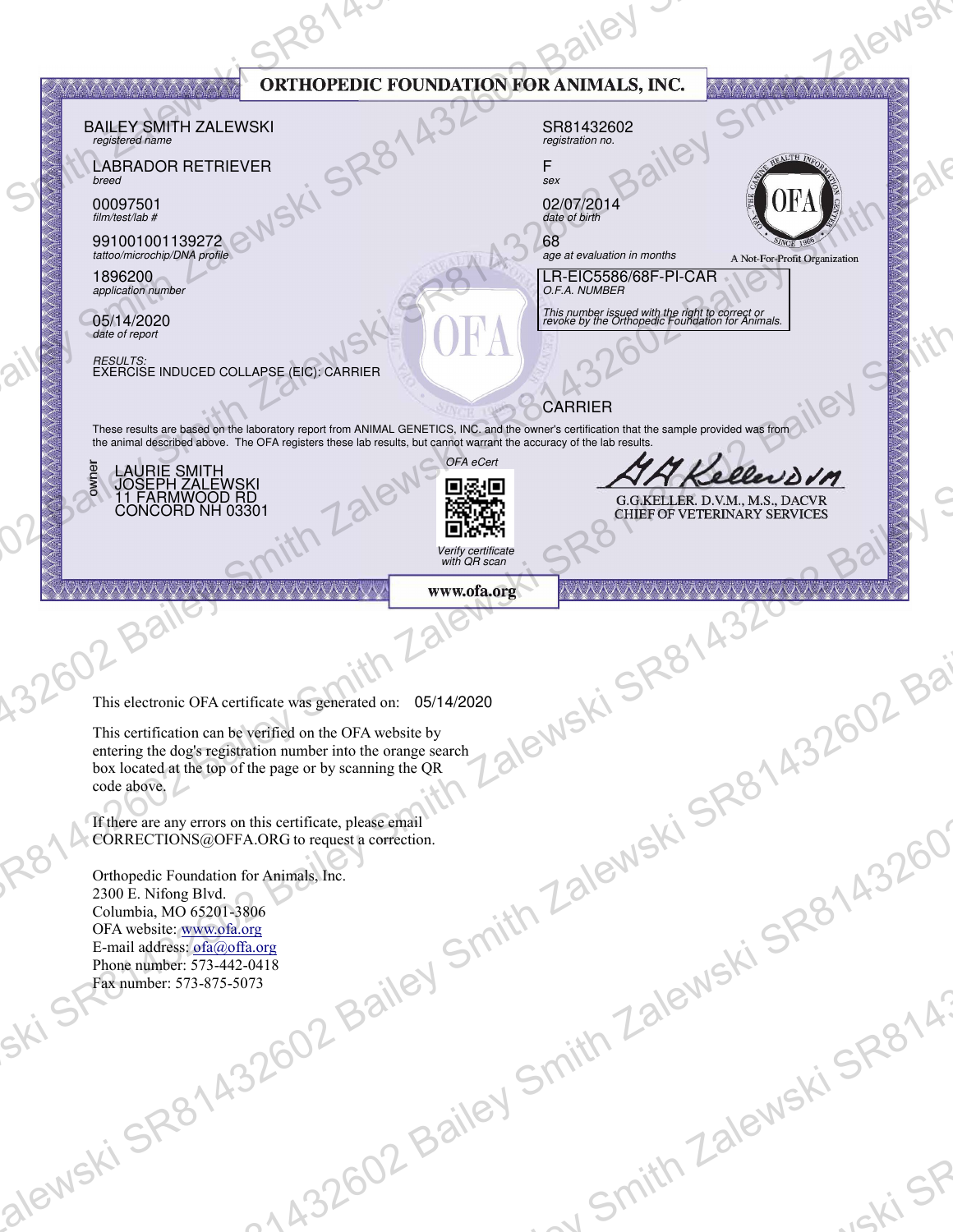# ORTHOPEDIC FOUNDATION FOR ANIMALS, INC.

BAILEY SMITH ZALEWSKI
*registered name*

SR81432602
*registration no.*

LABRADOR RETRIEVER
*breed*

F
*sex*

00097501
*film/test/lab #*

02/07/2014
*date of birth*

991001001139272
*tattoo/microchip/DNA profile*

68
*age at evaluation in months*

A Not-For-Profit Organization

1896200
*application number*

LR-EIC5586/68F-PI-CAR
*O.F.A. NUMBER*

*This number issued with the right to correct or revoke by the Orthopedic Foundation for Animals.*

05/14/2020
*date of report*

*RESULTS:*
EXERCISE INDUCED COLLAPSE (EIC): CARRIER

CARRIER

These results are based on the laboratory report from ANIMAL GENETICS, INC. and the owner's certification that the sample provided was from the animal described above. The OFA registers these lab results, but cannot warrant the accuracy of the lab results.

owner
LAURIE SMITH
JOSEPH ZALEWSKI
11 FARMWOOD RD
CONCORD NH 03301

*OFA eCert*

*Verify certificate with QR scan*

G.G.KELLER. D.V.M., M.S., DACVR
CHIEF OF VETERINARY SERVICES

www.ofa.org

This electronic OFA certificate was generated on: 05/14/2020

This certification can be verified on the OFA website by entering the dog's registration number into the orange search box located at the top of the page or by scanning the QR code above.

If there are any errors on this certificate, please email CORRECTIONS@OFFA.ORG to request a correction.

Orthopedic Foundation for Animals, Inc.
2300 E. Nifong Blvd.
Columbia, MO 65201-3806
OFA website: www.ofa.org
E-mail address: ofa@offa.org
Phone number: 573-442-0418
Fax number: 573-875-5073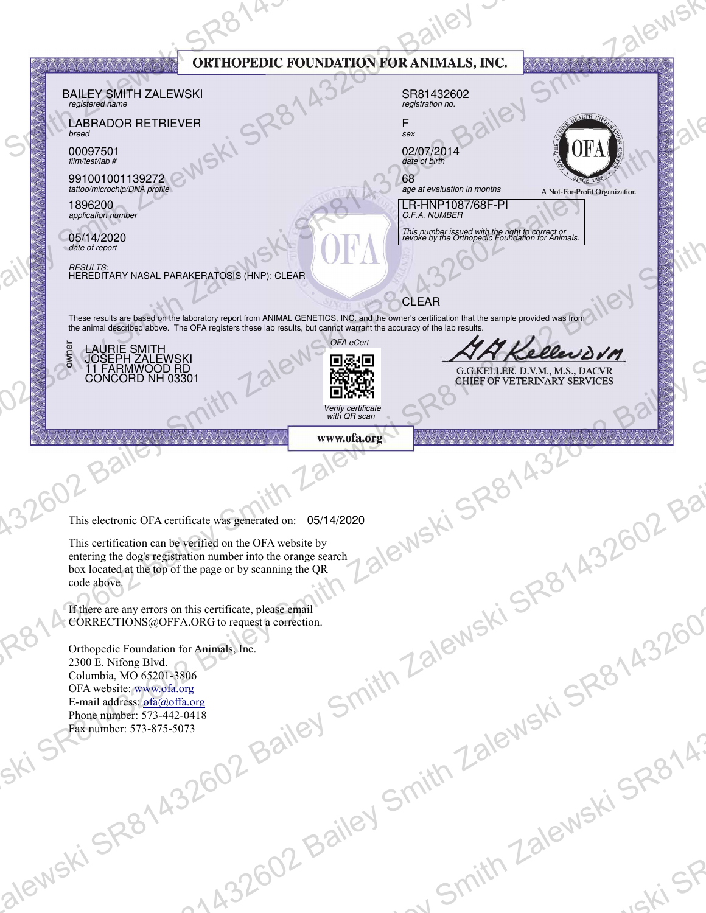# ORTHOPEDIC FOUNDATION FOR ANIMALS, INC.

BAILEY SMITH ZALEWSKI
*registered name*

SR81432602
*registration no.*

LABRADOR RETRIEVER
*breed*

F
*sex*

00097501
*film/test/lab #*

02/07/2014
*date of birth*

991001001139272
*tattoo/microchip/DNA profile*

68
*age at evaluation in months*

A Not-For-Profit Organization

1896200
*application number*

LR-HNP1087/68F-PI
*O.F.A. NUMBER*

*This number issued with the right to correct or revoke by the Orthopedic Foundation for Animals.*

05/14/2020
*date of report*

*RESULTS:*
HEREDITARY NASAL PARAKERATOSIS (HNP): CLEAR

CLEAR

These results are based on the laboratory report from ANIMAL GENETICS, INC. and the owner's certification that the sample provided was from the animal described above. The OFA registers these lab results, but cannot warrant the accuracy of the lab results.

*owner*
LAURIE SMITH
JOSEPH ZALEWSKI
11 FARMWOOD RD
CONCORD NH 03301

*OFA eCert*

*Verify certificate with QR scan*

G.G.KELLER. D.V.M., M.S., DACVR
CHIEF OF VETERINARY SERVICES

www.ofa.org

This electronic OFA certificate was generated on: 05/14/2020

This certification can be verified on the OFA website by entering the dog's registration number into the orange search box located at the top of the page or by scanning the QR code above.

If there are any errors on this certificate, please email CORRECTIONS@OFFA.ORG to request a correction.

Orthopedic Foundation for Animals, Inc.
2300 E. Nifong Blvd.
Columbia, MO 65201-3806
OFA website: www.ofa.org
E-mail address: ofa@offa.org
Phone number: 573-442-0418
Fax number: 573-875-5073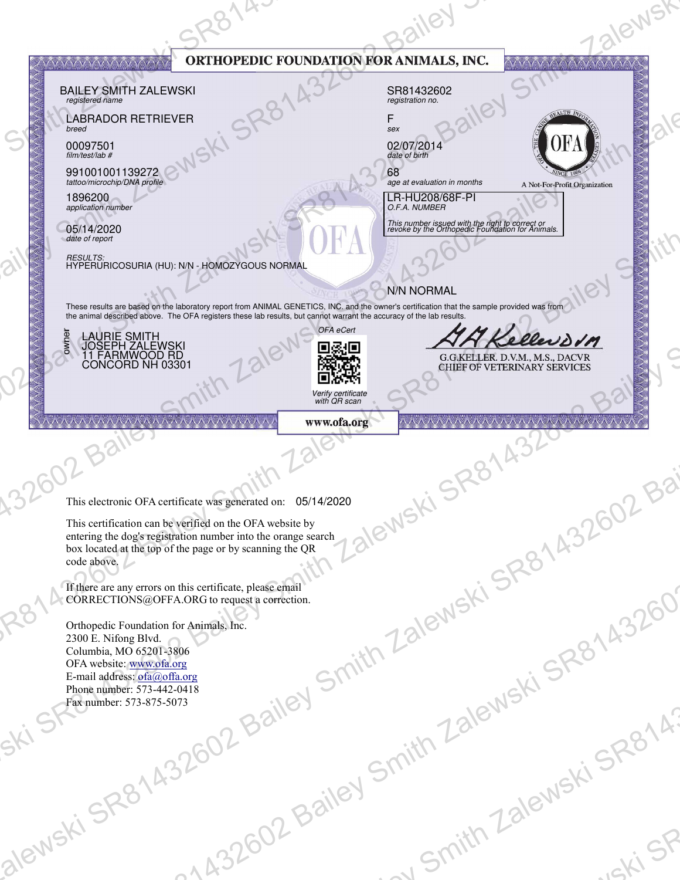# ORTHOPEDIC FOUNDATION FOR ANIMALS, INC.

BAILEY SMITH ZALEWSKI
*registered name*

SR81432602
*registration no.*

LABRADOR RETRIEVER
*breed*

F
*sex*

00097501
*film/test/lab #*

02/07/2014
*date of birth*

991001001139272
*tattoo/microchip/DNA profile*

68
*age at evaluation in months*

A Not-For-Profit Organization

1896200
*application number*

LR-HU208/68F-PI
*O.F.A. NUMBER*

*This number issued with the right to correct or revoke by the Orthopedic Foundation for Animals.*

05/14/2020
*date of report*

*RESULTS:*
HYPERURICOSURIA (HU): N/N - HOMOZYGOUS NORMAL

N/N NORMAL

These results are based on the laboratory report from ANIMAL GENETICS, INC. and the owner's certification that the sample provided was from the animal described above. The OFA registers these lab results, but cannot warrant the accuracy of the lab results.

owner
LAURIE SMITH
JOSEPH ZALEWSKI
11 FARMWOOD RD
CONCORD NH 03301

*OFA eCert*

*Verify certificate with QR scan*

G.G.KELLER. D.V.M., M.S., DACVR
CHIEF OF VETERINARY SERVICES

www.ofa.org

This electronic OFA certificate was generated on: 05/14/2020

This certification can be verified on the OFA website by entering the dog's registration number into the orange search box located at the top of the page or by scanning the QR code above.

If there are any errors on this certificate, please email CORRECTIONS@OFFA.ORG to request a correction.

Orthopedic Foundation for Animals, Inc.
2300 E. Nifong Blvd.
Columbia, MO 65201-3806
OFA website: www.ofa.org
E-mail address: ofa@offa.org
Phone number: 573-442-0418
Fax number: 573-875-5073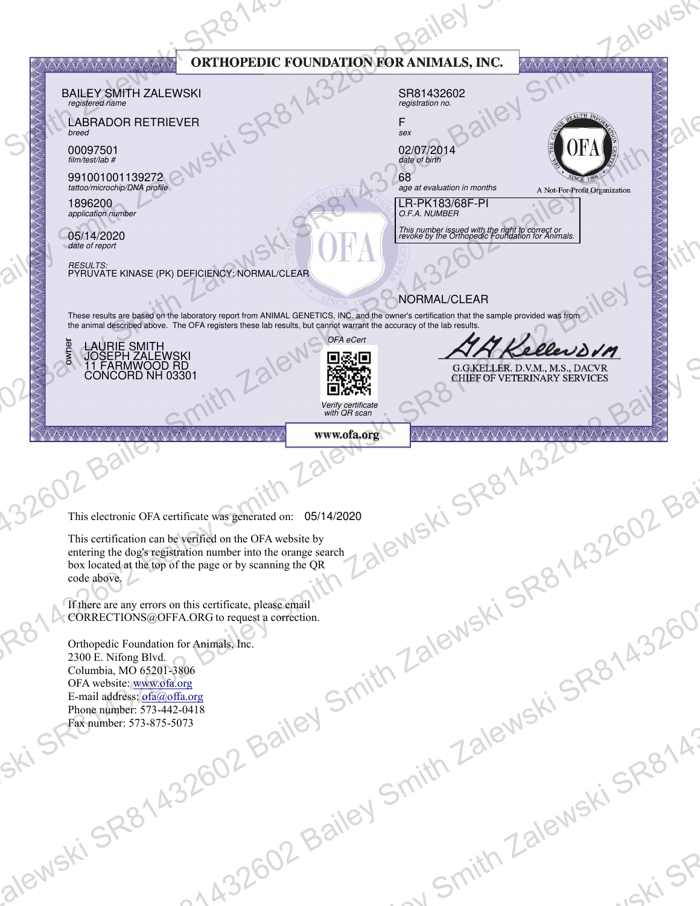# ORTHOPEDIC FOUNDATION FOR ANIMALS, INC.

BAILEY SMITH ZALEWSKI
*registered name*

SR81432602
*registration no.*

LABRADOR RETRIEVER
*breed*

F
*sex*

00097501
*film/test/lab #*

02/07/2014
*date of birth*

991001001139272
*tattoo/microchip/DNA profile*

68
*age at evaluation in months*

A Not-For-Profit Organization

1896200
*application number*

LR-PK183/68F-PI
*O.F.A. NUMBER*

*This number issued with the right to correct or revoke by the Orthopedic Foundation for Animals.*

05/14/2020
*date of report*

*RESULTS:*
PYRUVATE KINASE (PK) DEFICIENCY: NORMAL/CLEAR

NORMAL/CLEAR

These results are based on the laboratory report from ANIMAL GENETICS, INC. and the owner's certification that the sample provided was from the animal described above. The OFA registers these lab results, but cannot warrant the accuracy of the lab results.

owner
LAURIE SMITH
JOSEPH ZALEWSKI
11 FARMWOOD RD
CONCORD NH 03301

*OFA eCert*

*Verify certificate with QR scan*

G.G.KELLER. D.V.M., M.S., DACVR
CHIEF OF VETERINARY SERVICES

www.ofa.org

This electronic OFA certificate was generated on: 05/14/2020

This certification can be verified on the OFA website by entering the dog's registration number into the orange search box located at the top of the page or by scanning the QR code above.

If there are any errors on this certificate, please email CORRECTIONS@OFFA.ORG to request a correction.

Orthopedic Foundation for Animals, Inc.
2300 E. Nifong Blvd.
Columbia, MO 65201-3806
OFA website: www.ofa.org
E-mail address: ofa@offa.org
Phone number: 573-442-0418
Fax number: 573-875-5073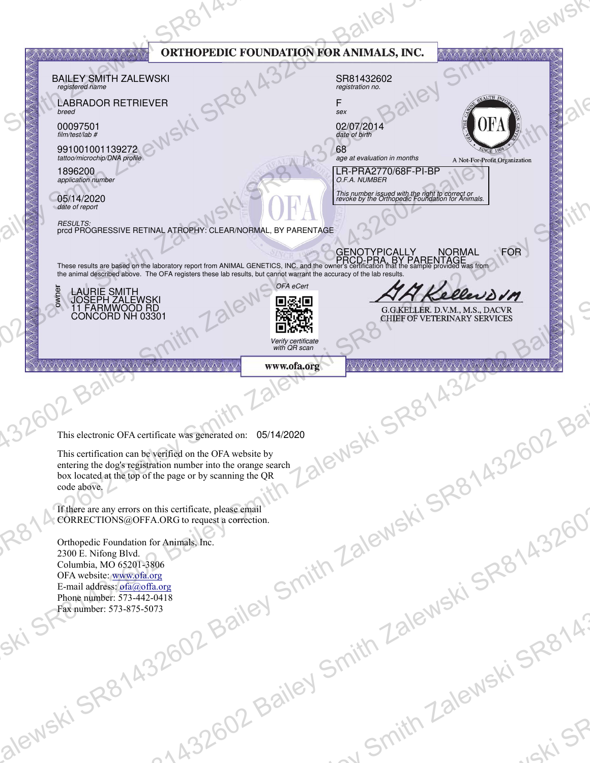# ORTHOPEDIC FOUNDATION FOR ANIMALS, INC.

BAILEY SMITH ZALEWSKI
*registered name*

SR81432602
*registration no.*

LABRADOR RETRIEVER
*breed*

F
*sex*

00097501
*film/test/lab #*

02/07/2014
*date of birth*

991001001139272
*tattoo/microchip/DNA profile*

68
*age at evaluation in months*

A Not-For-Profit Organization

1896200
*application number*

LR-PRA2770/68F-PI-BP
*O.F.A. NUMBER*

*This number issued with the right to correct or revoke by the Orthopedic Foundation for Animals.*

05/14/2020
*date of report*

*RESULTS:*
prcd PROGRESSIVE RETINAL ATROPHY: CLEAR/NORMAL, BY PARENTAGE

GENOTYPICALLY NORMAL FOR PRCD-PRA, BY PARENTAGE

These results are based on the laboratory report from ANIMAL GENETICS, INC. and the owner's certification that the sample provided was from the animal described above. The OFA registers these lab results, but cannot warrant the accuracy of the lab results.

owner
LAURIE SMITH
JOSEPH ZALEWSKI
11 FARMWOOD RD
CONCORD NH 03301

*OFA eCert*

*Verify certificate with QR scan*

G.G.KELLER. D.V.M., M.S., DACVR
CHIEF OF VETERINARY SERVICES

www.ofa.org

This electronic OFA certificate was generated on: 05/14/2020

This certification can be verified on the OFA website by entering the dog's registration number into the orange search box located at the top of the page or by scanning the QR code above.

If there are any errors on this certificate, please email CORRECTIONS@OFFA.ORG to request a correction.

Orthopedic Foundation for Animals, Inc.
2300 E. Nifong Blvd.
Columbia, MO 65201-3806
OFA website: www.ofa.org
E-mail address: ofa@offa.org
Phone number: 573-442-0418
Fax number: 573-875-5073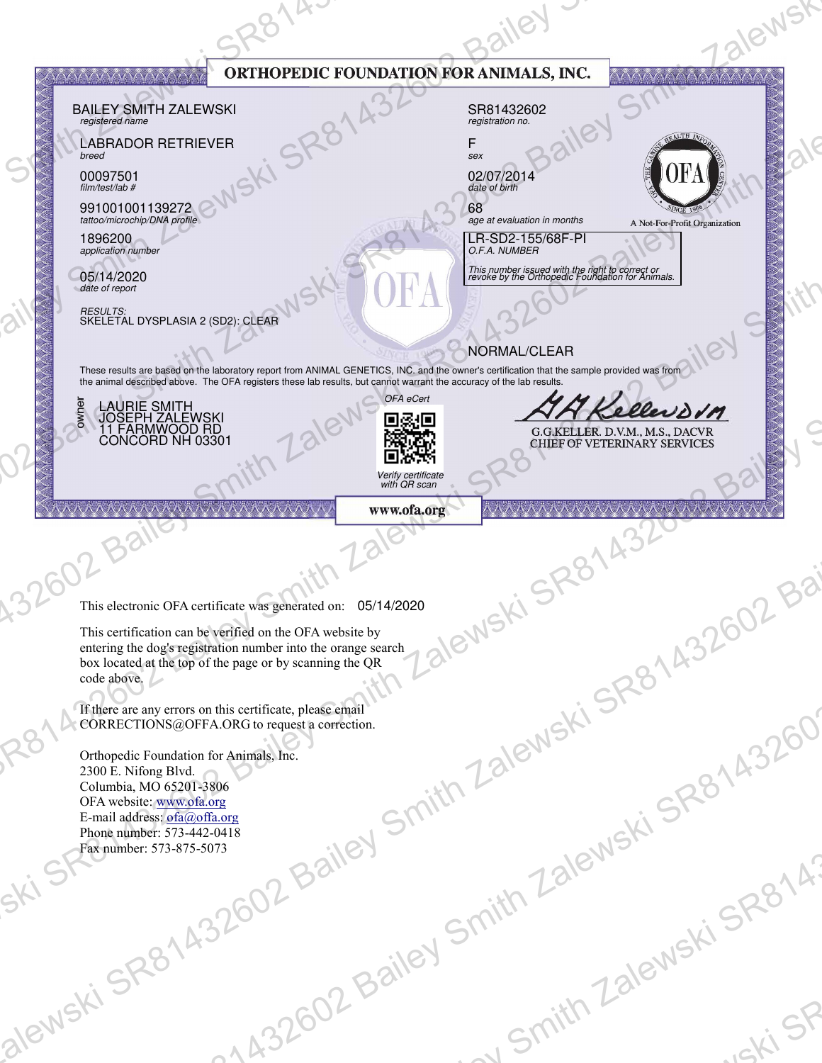# ORTHOPEDIC FOUNDATION FOR ANIMALS, INC.

BAILEY SMITH ZALEWSKI
*registered name*

SR81432602
*registration no.*

LABRADOR RETRIEVER
*breed*

F
*sex*

00097501
*film/test/lab #*

02/07/2014
*date of birth*

991001001139272
*tattoo/microchip/DNA profile*

68
*age at evaluation in months*

A Not-For-Profit Organization

1896200
*application number*

LR-SD2-155/68F-PI
*O.F.A. NUMBER*

*This number issued with the right to correct or revoke by the Orthopedic Foundation for Animals.*

05/14/2020
*date of report*

*RESULTS:*
SKELETAL DYSPLASIA 2 (SD2): CLEAR

NORMAL/CLEAR

These results are based on the laboratory report from ANIMAL GENETICS, INC. and the owner's certification that the sample provided was from the animal described above. The OFA registers these lab results, but cannot warrant the accuracy of the lab results.

owner
LAURIE SMITH
JOSEPH ZALEWSKI
11 FARMWOOD RD
CONCORD NH 03301

*OFA eCert*

*Verify certificate with QR scan*

G.G.KELLER. D.V.M., M.S., DACVR
CHIEF OF VETERINARY SERVICES

www.ofa.org

This electronic OFA certificate was generated on: 05/14/2020

This certification can be verified on the OFA website by entering the dog's registration number into the orange search box located at the top of the page or by scanning the QR code above.

If there are any errors on this certificate, please email CORRECTIONS@OFFA.ORG to request a correction.

Orthopedic Foundation for Animals, Inc.
2300 E. Nifong Blvd.
Columbia, MO 65201-3806
OFA website: www.ofa.org
E-mail address: ofa@offa.org
Phone number: 573-442-0418
Fax number: 573-875-5073